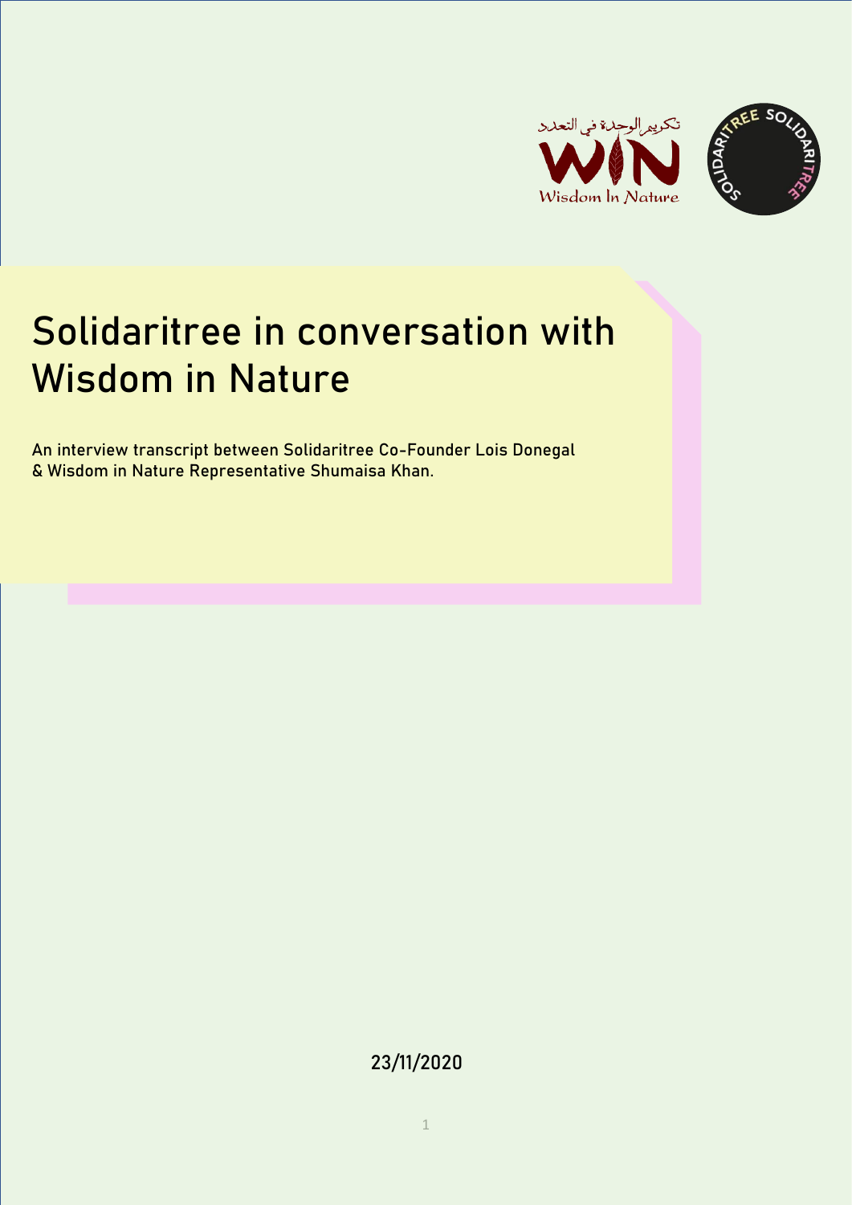تكريم الوحدة في التعدد

WIN

Wisdom In Nature

SOLIDARITREE SOLIDARITREE

# Solidaritree in conversation with Wisdom in Nature

An interview transcript between Solidaritree Co-Founder Lois Donegal & Wisdom in Nature Representative Shumaisa Khan.

23/11/2020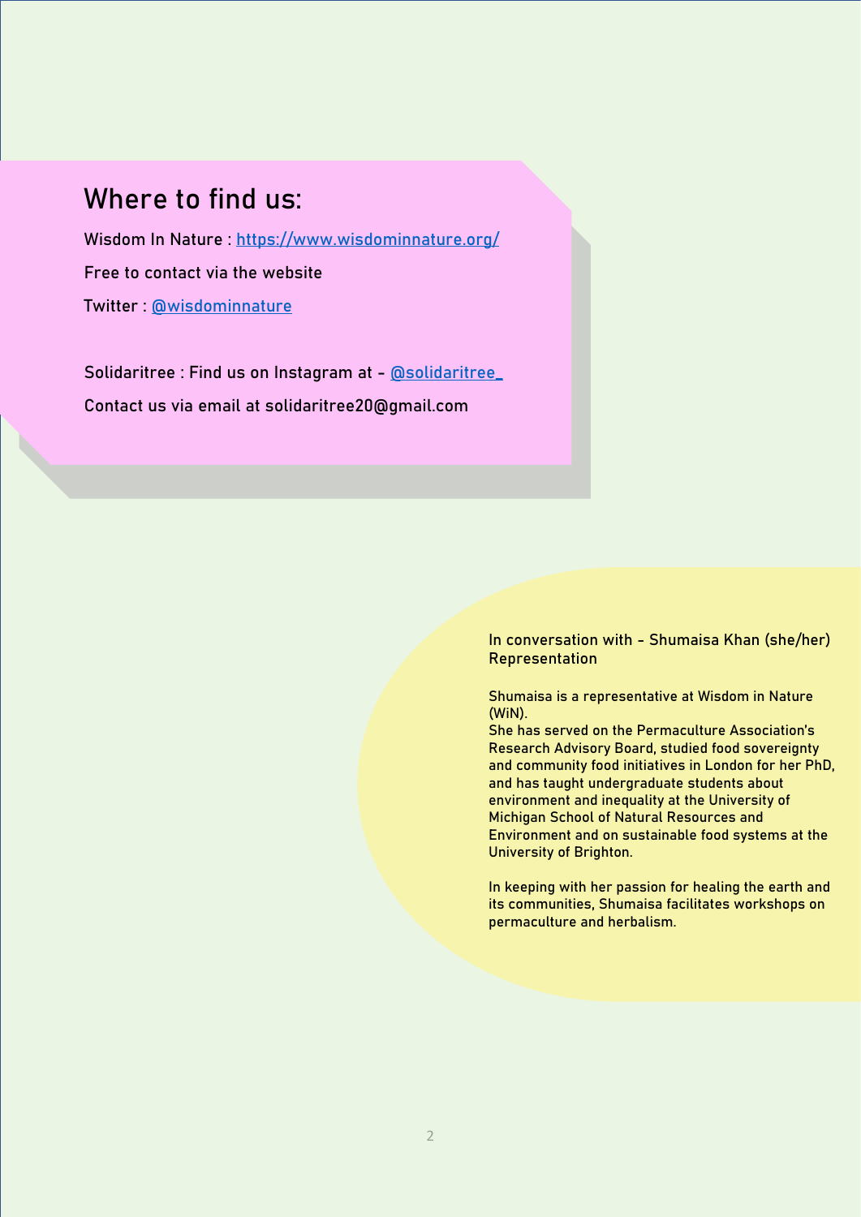## Where to find us:

Wisdom In Nature : https://www.wisdominnature.org/

Free to contact via the website

Twitter : @wisdominnature

Solidaritree : Find us on Instagram at - @solidaritree_

Contact us via email at solidaritree20@gmail.com

In conversation with - Shumaisa Khan (she/her)
Representation

Shumaisa is a representative at Wisdom in Nature (WiN).
She has served on the Permaculture Association's Research Advisory Board, studied food sovereignty and community food initiatives in London for her PhD, and has taught undergraduate students about environment and inequality at the University of Michigan School of Natural Resources and Environment and on sustainable food systems at the University of Brighton.

In keeping with her passion for healing the earth and its communities, Shumaisa facilitates workshops on permaculture and herbalism.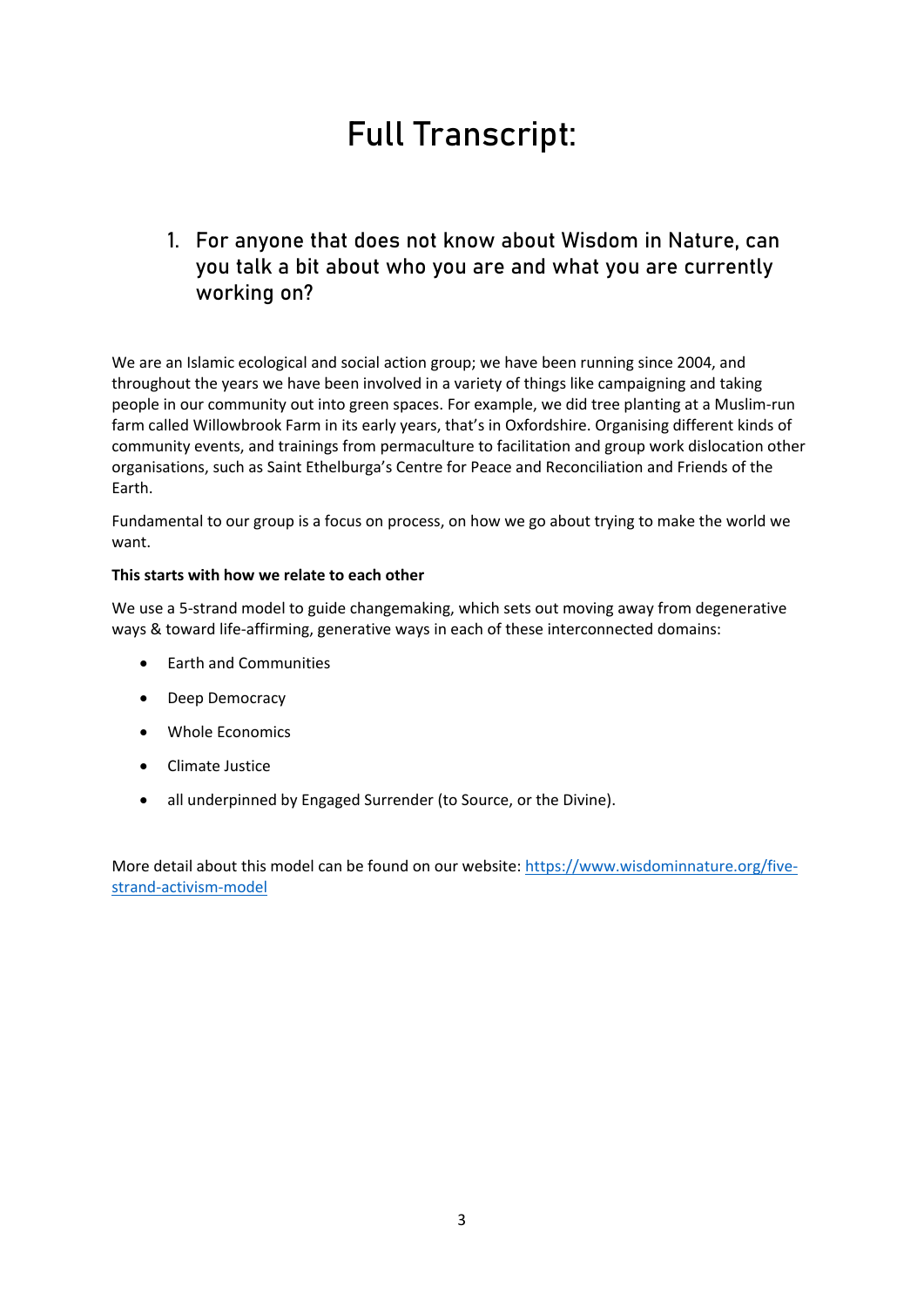# Full Transcript:

## 1. For anyone that does not know about Wisdom in Nature, can you talk a bit about who you are and what you are currently working on?

We are an Islamic ecological and social action group; we have been running since 2004, and throughout the years we have been involved in a variety of things like campaigning and taking people in our community out into green spaces. For example, we did tree planting at a Muslim-run farm called Willowbrook Farm in its early years, that's in Oxfordshire. Organising different kinds of community events, and trainings from permaculture to facilitation and group work dislocation other organisations, such as Saint Ethelburga's Centre for Peace and Reconciliation and Friends of the Earth.

Fundamental to our group is a focus on process, on how we go about trying to make the world we want.

**This starts with how we relate to each other**

We use a 5-strand model to guide changemaking, which sets out moving away from degenerative ways & toward life-affirming, generative ways in each of these interconnected domains:

- Earth and Communities
- Deep Democracy
- Whole Economics
- Climate Justice
- all underpinned by Engaged Surrender (to Source, or the Divine).

More detail about this model can be found on our website: https://www.wisdominnature.org/five-strand-activism-model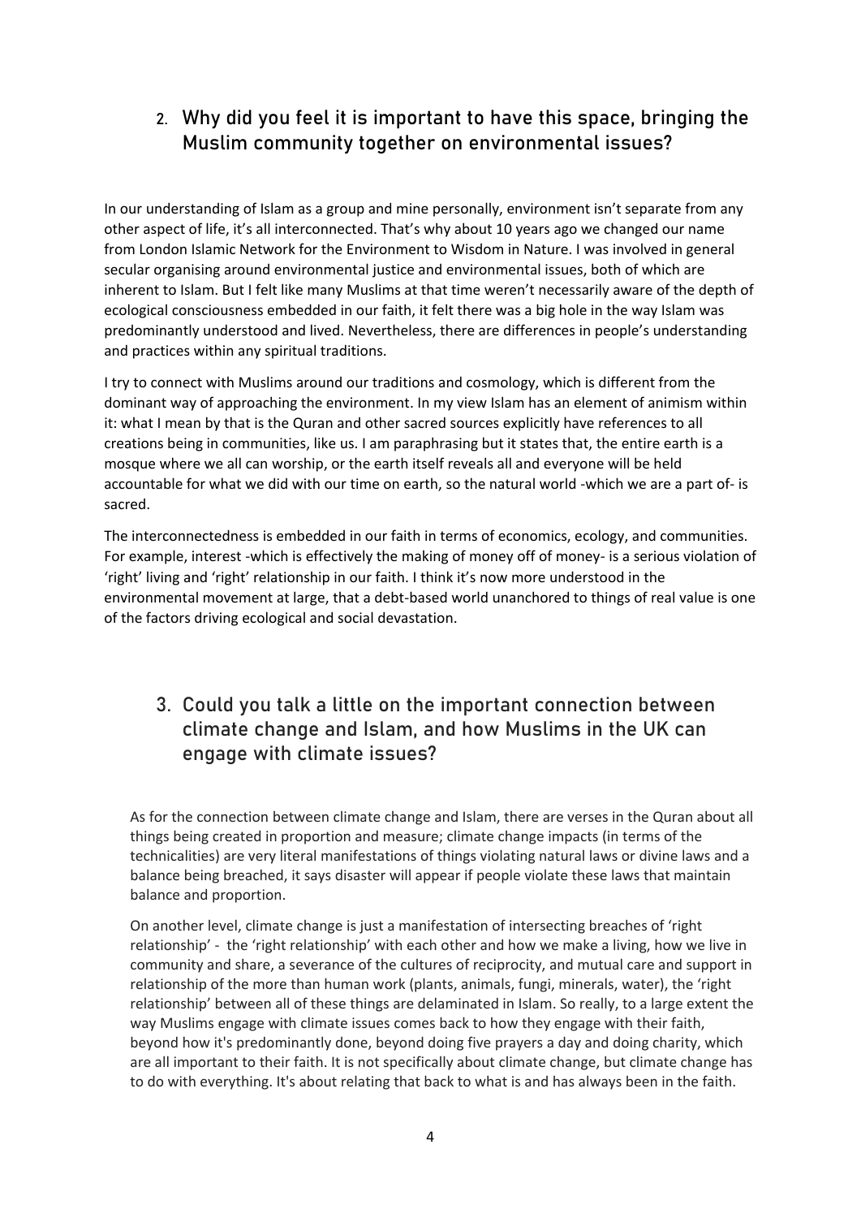## 2. Why did you feel it is important to have this space, bringing the Muslim community together on environmental issues?

In our understanding of Islam as a group and mine personally, environment isn't separate from any other aspect of life, it's all interconnected. That's why about 10 years ago we changed our name from London Islamic Network for the Environment to Wisdom in Nature. I was involved in general secular organising around environmental justice and environmental issues, both of which are inherent to Islam. But I felt like many Muslims at that time weren't necessarily aware of the depth of ecological consciousness embedded in our faith, it felt there was a big hole in the way Islam was predominantly understood and lived. Nevertheless, there are differences in people's understanding and practices within any spiritual traditions.

I try to connect with Muslims around our traditions and cosmology, which is different from the dominant way of approaching the environment. In my view Islam has an element of animism within it: what I mean by that is the Quran and other sacred sources explicitly have references to all creations being in communities, like us. I am paraphrasing but it states that, the entire earth is a mosque where we all can worship, or the earth itself reveals all and everyone will be held accountable for what we did with our time on earth, so the natural world -which we are a part of- is sacred.

The interconnectedness is embedded in our faith in terms of economics, ecology, and communities. For example, interest -which is effectively the making of money off of money- is a serious violation of 'right' living and 'right' relationship in our faith. I think it's now more understood in the environmental movement at large, that a debt-based world unanchored to things of real value is one of the factors driving ecological and social devastation.

## 3. Could you talk a little on the important connection between climate change and Islam, and how Muslims in the UK can engage with climate issues?

As for the connection between climate change and Islam, there are verses in the Quran about all things being created in proportion and measure; climate change impacts (in terms of the technicalities) are very literal manifestations of things violating natural laws or divine laws and a balance being breached, it says disaster will appear if people violate these laws that maintain balance and proportion.

On another level, climate change is just a manifestation of intersecting breaches of 'right relationship' - the 'right relationship' with each other and how we make a living, how we live in community and share, a severance of the cultures of reciprocity, and mutual care and support in relationship of the more than human work (plants, animals, fungi, minerals, water), the 'right relationship' between all of these things are delaminated in Islam. So really, to a large extent the way Muslims engage with climate issues comes back to how they engage with their faith, beyond how it's predominantly done, beyond doing five prayers a day and doing charity, which are all important to their faith. It is not specifically about climate change, but climate change has to do with everything. It's about relating that back to what is and has always been in the faith.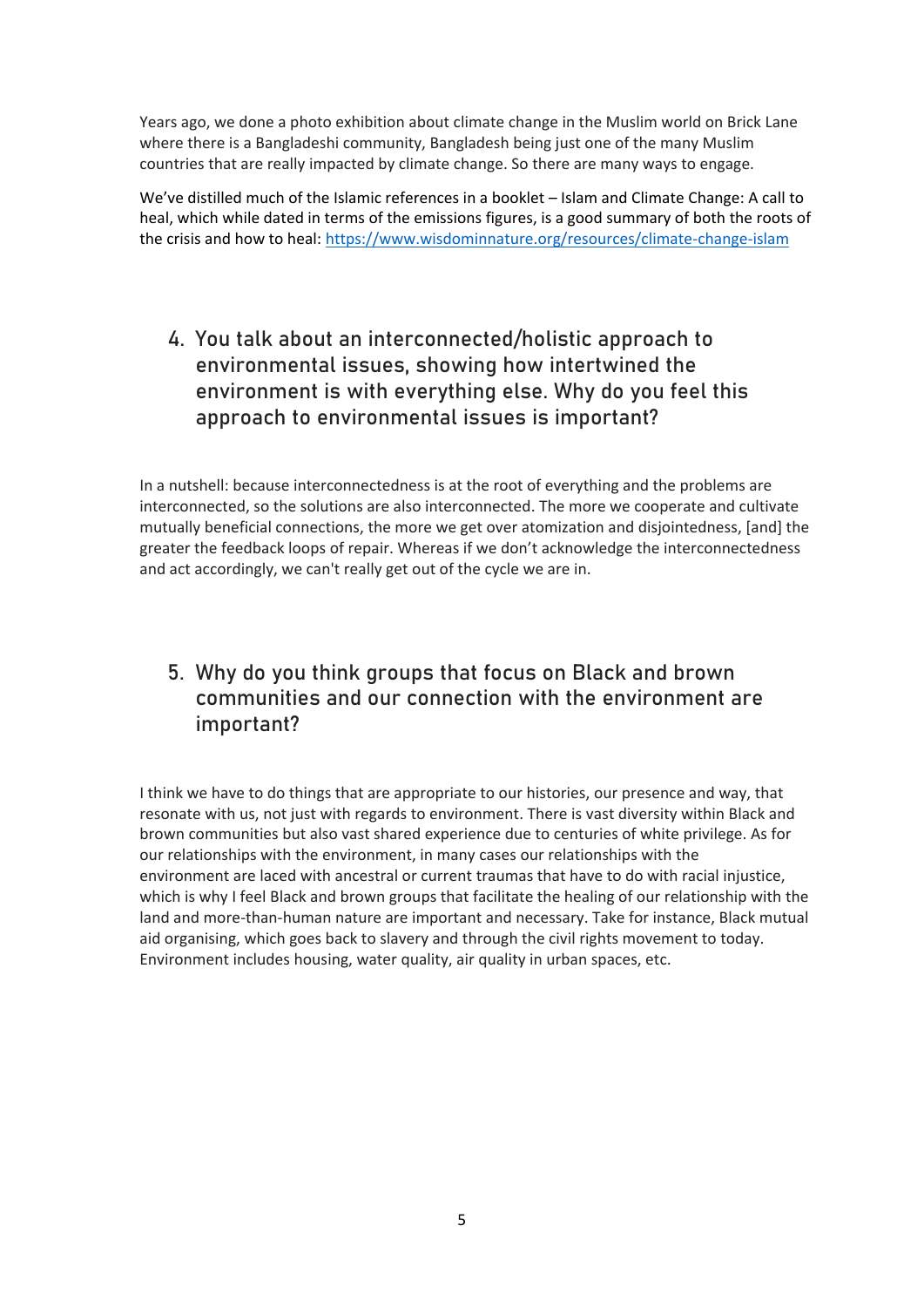Years ago, we done a photo exhibition about climate change in the Muslim world on Brick Lane where there is a Bangladeshi community, Bangladesh being just one of the many Muslim countries that are really impacted by climate change. So there are many ways to engage.

We've distilled much of the Islamic references in a booklet – Islam and Climate Change: A call to heal, which while dated in terms of the emissions figures, is a good summary of both the roots of the crisis and how to heal: https://www.wisdominnature.org/resources/climate-change-islam

## 4. You talk about an interconnected/holistic approach to environmental issues, showing how intertwined the environment is with everything else. Why do you feel this approach to environmental issues is important?

In a nutshell: because interconnectedness is at the root of everything and the problems are interconnected, so the solutions are also interconnected. The more we cooperate and cultivate mutually beneficial connections, the more we get over atomization and disjointedness, [and] the greater the feedback loops of repair. Whereas if we don't acknowledge the interconnectedness and act accordingly, we can't really get out of the cycle we are in.

## 5. Why do you think groups that focus on Black and brown communities and our connection with the environment are important?

I think we have to do things that are appropriate to our histories, our presence and way, that resonate with us, not just with regards to environment. There is vast diversity within Black and brown communities but also vast shared experience due to centuries of white privilege. As for our relationships with the environment, in many cases our relationships with the environment are laced with ancestral or current traumas that have to do with racial injustice, which is why I feel Black and brown groups that facilitate the healing of our relationship with the land and more-than-human nature are important and necessary. Take for instance, Black mutual aid organising, which goes back to slavery and through the civil rights movement to today. Environment includes housing, water quality, air quality in urban spaces, etc.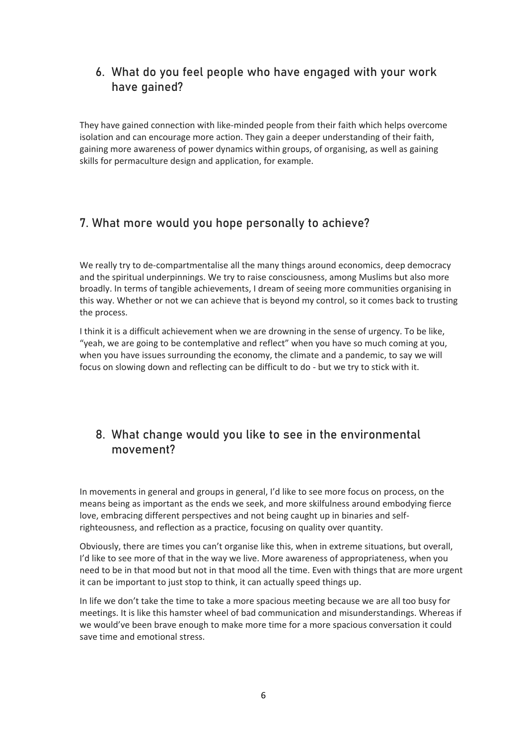## 6. What do you feel people who have engaged with your work have gained?

They have gained connection with like-minded people from their faith which helps overcome isolation and can encourage more action. They gain a deeper understanding of their faith, gaining more awareness of power dynamics within groups, of organising, as well as gaining skills for permaculture design and application, for example.

## 7. What more would you hope personally to achieve?

We really try to de-compartmentalise all the many things around economics, deep democracy and the spiritual underpinnings. We try to raise consciousness, among Muslims but also more broadly. In terms of tangible achievements, I dream of seeing more communities organising in this way. Whether or not we can achieve that is beyond my control, so it comes back to trusting the process.

I think it is a difficult achievement when we are drowning in the sense of urgency. To be like, "yeah, we are going to be contemplative and reflect" when you have so much coming at you, when you have issues surrounding the economy, the climate and a pandemic, to say we will focus on slowing down and reflecting can be difficult to do - but we try to stick with it.

## 8. What change would you like to see in the environmental movement?

In movements in general and groups in general, I'd like to see more focus on process, on the means being as important as the ends we seek, and more skilfulness around embodying fierce love, embracing different perspectives and not being caught up in binaries and self-righteousness, and reflection as a practice, focusing on quality over quantity.

Obviously, there are times you can't organise like this, when in extreme situations, but overall, I'd like to see more of that in the way we live. More awareness of appropriateness, when you need to be in that mood but not in that mood all the time. Even with things that are more urgent it can be important to just stop to think, it can actually speed things up.

In life we don't take the time to take a more spacious meeting because we are all too busy for meetings. It is like this hamster wheel of bad communication and misunderstandings. Whereas if we would've been brave enough to make more time for a more spacious conversation it could save time and emotional stress.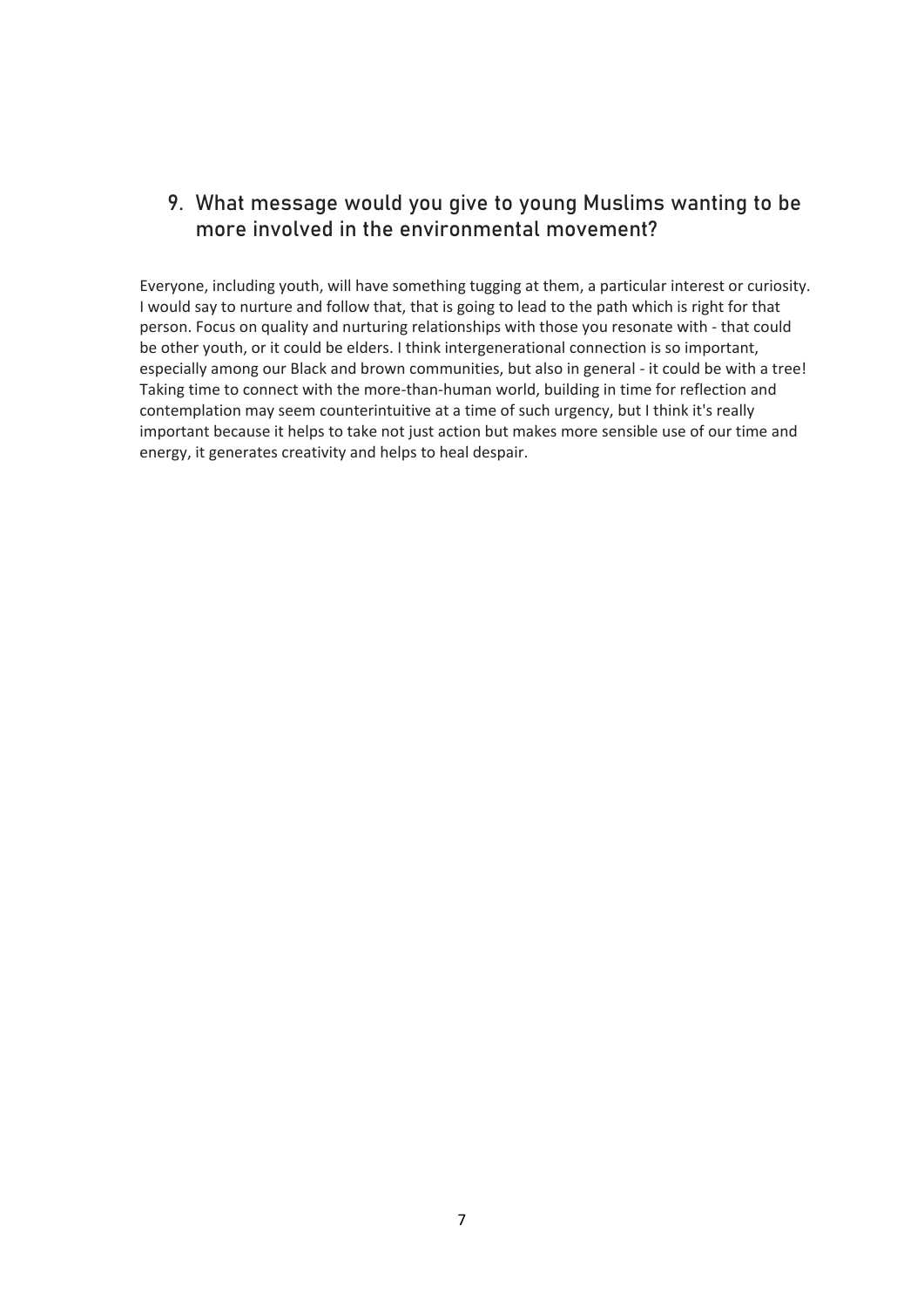## 9. What message would you give to young Muslims wanting to be more involved in the environmental movement?

Everyone, including youth, will have something tugging at them, a particular interest or curiosity. I would say to nurture and follow that, that is going to lead to the path which is right for that person. Focus on quality and nurturing relationships with those you resonate with - that could be other youth, or it could be elders. I think intergenerational connection is so important, especially among our Black and brown communities, but also in general - it could be with a tree! Taking time to connect with the more-than-human world, building in time for reflection and contemplation may seem counterintuitive at a time of such urgency, but I think it's really important because it helps to take not just action but makes more sensible use of our time and energy, it generates creativity and helps to heal despair.